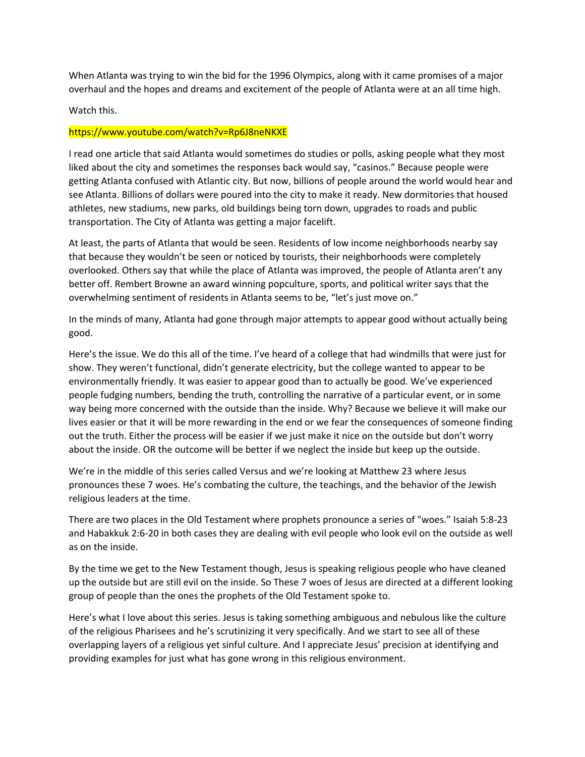When Atlanta was trying to win the bid for the 1996 Olympics, along with it came promises of a major overhaul and the hopes and dreams and excitement of the people of Atlanta were at an all time high.

Watch this.

https://www.youtube.com/watch?v=Rp6J8neNKXE

I read one article that said Atlanta would sometimes do studies or polls, asking people what they most liked about the city and sometimes the responses back would say, "casinos." Because people were getting Atlanta confused with Atlantic city. But now, billions of people around the world would hear and see Atlanta. Billions of dollars were poured into the city to make it ready. New dormitories that housed athletes, new stadiums, new parks, old buildings being torn down, upgrades to roads and public transportation. The City of Atlanta was getting a major facelift.

At least, the parts of Atlanta that would be seen. Residents of low income neighborhoods nearby say that because they wouldn't be seen or noticed by tourists, their neighborhoods were completely overlooked. Others say that while the place of Atlanta was improved, the people of Atlanta aren't any better off. Rembert Browne an award winning popculture, sports, and political writer says that the overwhelming sentiment of residents in Atlanta seems to be, "let's just move on."

In the minds of many, Atlanta had gone through major attempts to appear good without actually being good.

Here's the issue. We do this all of the time. I've heard of a college that had windmills that were just for show. They weren't functional, didn't generate electricity, but the college wanted to appear to be environmentally friendly. It was easier to appear good than to actually be good. We've experienced people fudging numbers, bending the truth, controlling the narrative of a particular event, or in some way being more concerned with the outside than the inside. Why? Because we believe it will make our lives easier or that it will be more rewarding in the end or we fear the consequences of someone finding out the truth. Either the process will be easier if we just make it nice on the outside but don't worry about the inside. OR the outcome will be better if we neglect the inside but keep up the outside.

We're in the middle of this series called Versus and we're looking at Matthew 23 where Jesus pronounces these 7 woes. He's combating the culture, the teachings, and the behavior of the Jewish religious leaders at the time.

There are two places in the Old Testament where prophets pronounce a series of "woes." Isaiah 5:8-23 and Habakkuk 2:6-20 in both cases they are dealing with evil people who look evil on the outside as well as on the inside.

By the time we get to the New Testament though, Jesus is speaking religious people who have cleaned up the outside but are still evil on the inside. So These 7 woes of Jesus are directed at a different looking group of people than the ones the prophets of the Old Testament spoke to.

Here's what I love about this series. Jesus is taking something ambiguous and nebulous like the culture of the religious Pharisees and he's scrutinizing it very specifically. And we start to see all of these overlapping layers of a religious yet sinful culture. And I appreciate Jesus' precision at identifying and providing examples for just what has gone wrong in this religious environment.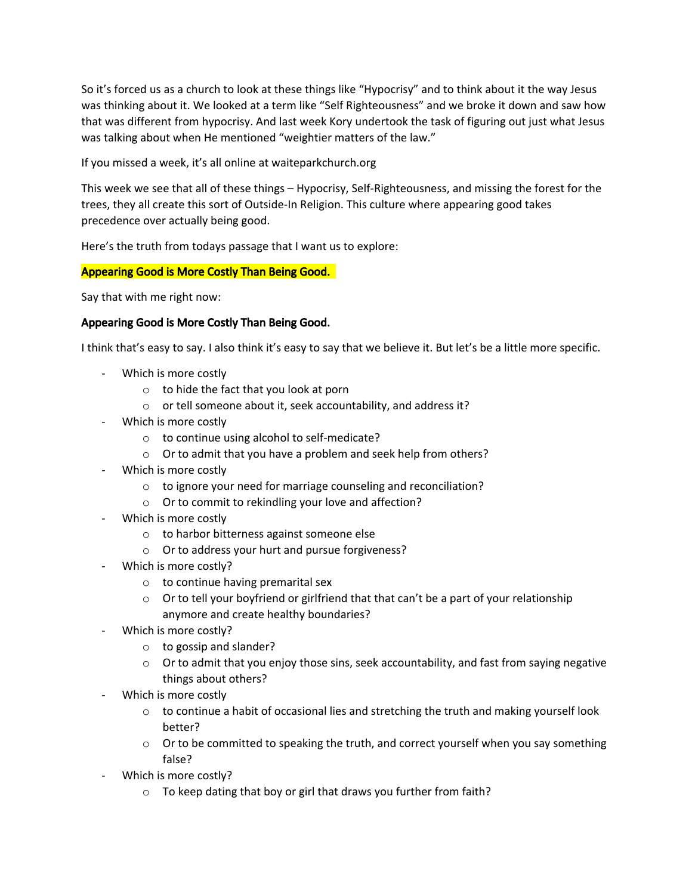So it's forced us as a church to look at these things like "Hypocrisy" and to think about it the way Jesus was thinking about it. We looked at a term like "Self Righteousness" and we broke it down and saw how that was different from hypocrisy. And last week Kory undertook the task of figuring out just what Jesus was talking about when He mentioned "weightier matters of the law."

If you missed a week, it's all online at waiteparkchurch.org

This week we see that all of these things – Hypocrisy, Self-Righteousness, and missing the forest for the trees, they all create this sort of Outside-In Religion. This culture where appearing good takes precedence over actually being good.

Here's the truth from todays passage that I want us to explore:

**Appearing Good is More Costly Than Being Good.**

Say that with me right now:

**Appearing Good is More Costly Than Being Good.**

I think that's easy to say. I also think it's easy to say that we believe it. But let's be a little more specific.

- Which is more costly
  - to hide the fact that you look at porn
  - or tell someone about it, seek accountability, and address it?
- Which is more costly
  - to continue using alcohol to self-medicate?
  - Or to admit that you have a problem and seek help from others?
- Which is more costly
  - to ignore your need for marriage counseling and reconciliation?
  - Or to commit to rekindling your love and affection?
- Which is more costly
  - to harbor bitterness against someone else
  - Or to address your hurt and pursue forgiveness?
- Which is more costly?
  - to continue having premarital sex
  - Or to tell your boyfriend or girlfriend that that can't be a part of your relationship anymore and create healthy boundaries?
- Which is more costly?
  - to gossip and slander?
  - Or to admit that you enjoy those sins, seek accountability, and fast from saying negative things about others?
- Which is more costly
  - to continue a habit of occasional lies and stretching the truth and making yourself look better?
  - Or to be committed to speaking the truth, and correct yourself when you say something false?
- Which is more costly?
  - To keep dating that boy or girl that draws you further from faith?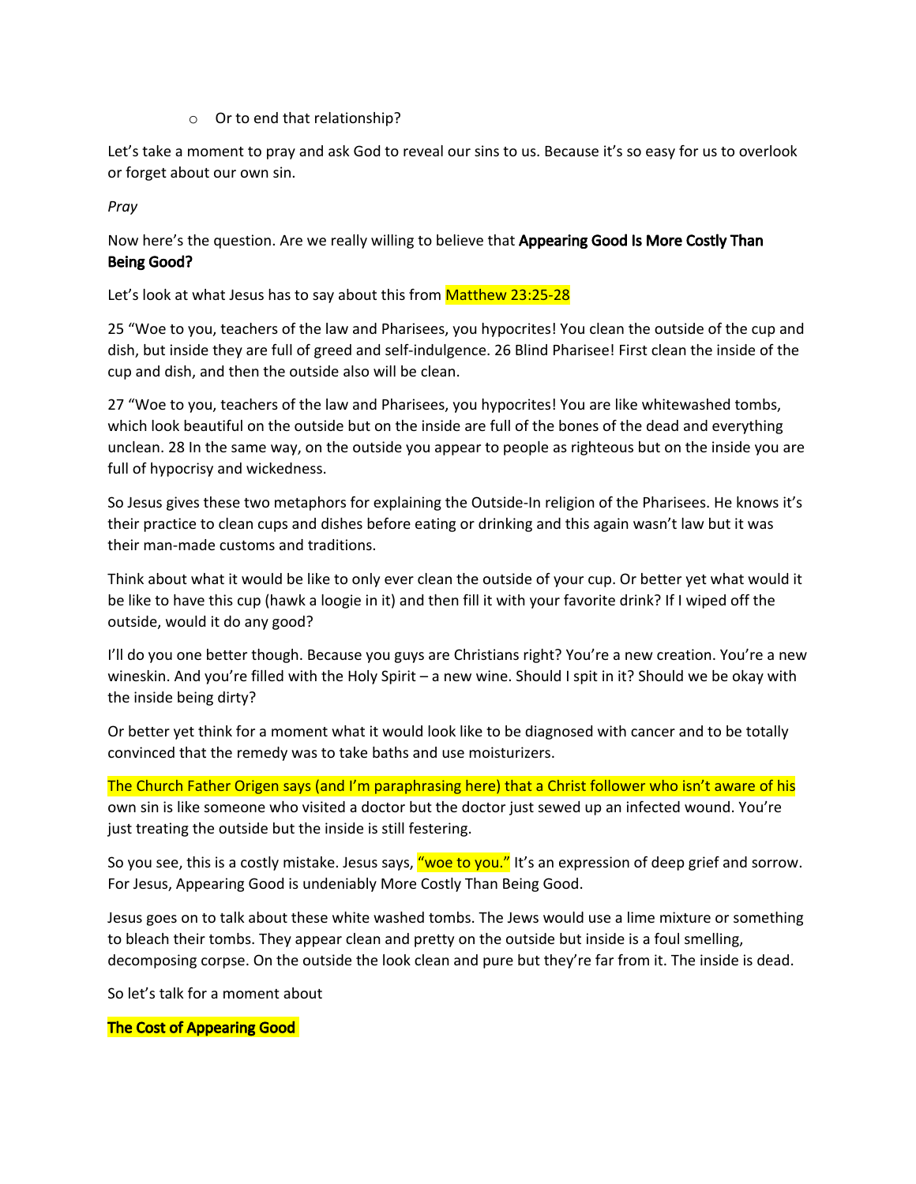- Or to end that relationship?

Let's take a moment to pray and ask God to reveal our sins to us. Because it's so easy for us to overlook or forget about our own sin.

*Pray*

Now here's the question. Are we really willing to believe that **Appearing Good Is More Costly Than Being Good?**

Let's look at what Jesus has to say about this from Matthew 23:25-28

25 "Woe to you, teachers of the law and Pharisees, you hypocrites! You clean the outside of the cup and dish, but inside they are full of greed and self-indulgence. 26 Blind Pharisee! First clean the inside of the cup and dish, and then the outside also will be clean.

27 "Woe to you, teachers of the law and Pharisees, you hypocrites! You are like whitewashed tombs, which look beautiful on the outside but on the inside are full of the bones of the dead and everything unclean. 28 In the same way, on the outside you appear to people as righteous but on the inside you are full of hypocrisy and wickedness.

So Jesus gives these two metaphors for explaining the Outside-In religion of the Pharisees. He knows it's their practice to clean cups and dishes before eating or drinking and this again wasn't law but it was their man-made customs and traditions.

Think about what it would be like to only ever clean the outside of your cup. Or better yet what would it be like to have this cup (hawk a loogie in it) and then fill it with your favorite drink? If I wiped off the outside, would it do any good?

I'll do you one better though. Because you guys are Christians right? You're a new creation. You're a new wineskin. And you're filled with the Holy Spirit – a new wine. Should I spit in it? Should we be okay with the inside being dirty?

Or better yet think for a moment what it would look like to be diagnosed with cancer and to be totally convinced that the remedy was to take baths and use moisturizers.

The Church Father Origen says (and I'm paraphrasing here) that a Christ follower who isn't aware of his own sin is like someone who visited a doctor but the doctor just sewed up an infected wound. You're just treating the outside but the inside is still festering.

So you see, this is a costly mistake. Jesus says, "woe to you." It's an expression of deep grief and sorrow. For Jesus, Appearing Good is undeniably More Costly Than Being Good.

Jesus goes on to talk about these white washed tombs. The Jews would use a lime mixture or something to bleach their tombs. They appear clean and pretty on the outside but inside is a foul smelling, decomposing corpse. On the outside the look clean and pure but they're far from it. The inside is dead.

So let's talk for a moment about

**The Cost of Appearing Good**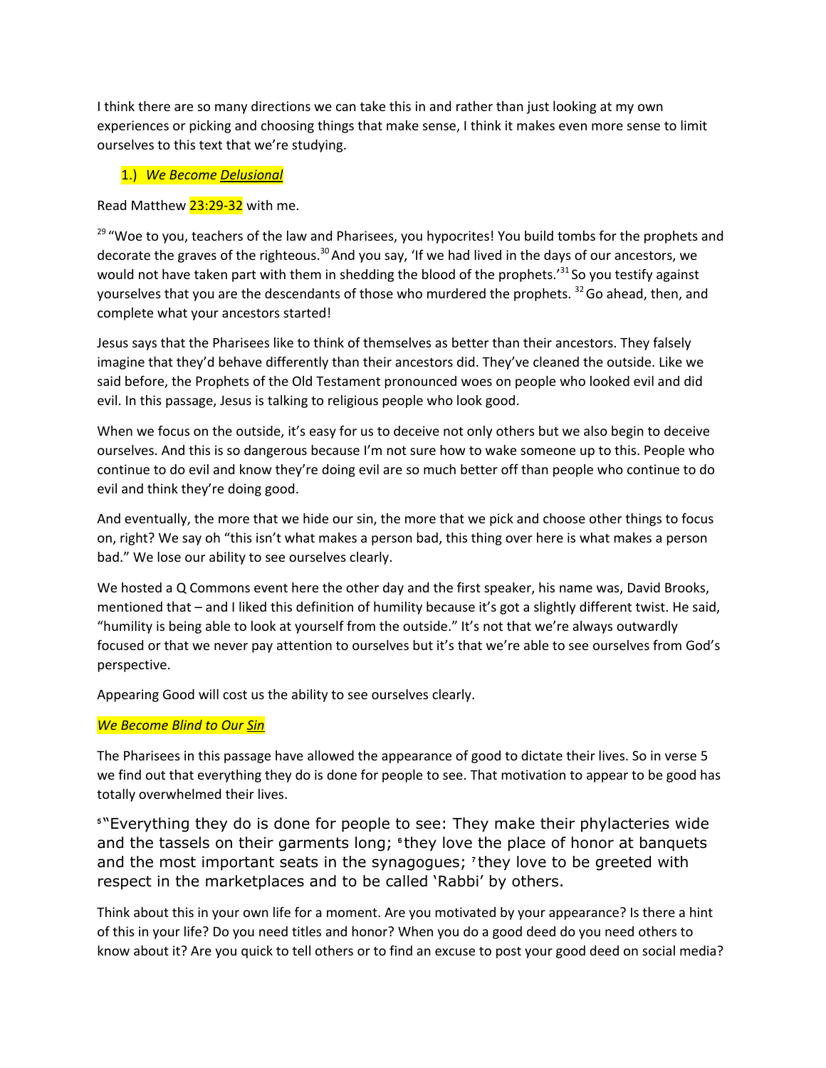I think there are so many directions we can take this in and rather than just looking at my own experiences or picking and choosing things that make sense, I think it makes even more sense to limit ourselves to this text that we're studying.

1.) *We Become Delusional*

Read Matthew 23:29-32 with me.

[29] "Woe to you, teachers of the law and Pharisees, you hypocrites! You build tombs for the prophets and decorate the graves of the righteous.[30] And you say, 'If we had lived in the days of our ancestors, we would not have taken part with them in shedding the blood of the prophets.'[31] So you testify against yourselves that you are the descendants of those who murdered the prophets. [32] Go ahead, then, and complete what your ancestors started!

Jesus says that the Pharisees like to think of themselves as better than their ancestors. They falsely imagine that they'd behave differently than their ancestors did. They've cleaned the outside. Like we said before, the Prophets of the Old Testament pronounced woes on people who looked evil and did evil. In this passage, Jesus is talking to religious people who look good.

When we focus on the outside, it's easy for us to deceive not only others but we also begin to deceive ourselves. And this is so dangerous because I'm not sure how to wake someone up to this. People who continue to do evil and know they're doing evil are so much better off than people who continue to do evil and think they're doing good.

And eventually, the more that we hide our sin, the more that we pick and choose other things to focus on, right? We say oh "this isn't what makes a person bad, this thing over here is what makes a person bad." We lose our ability to see ourselves clearly.

We hosted a Q Commons event here the other day and the first speaker, his name was, David Brooks, mentioned that – and I liked this definition of humility because it's got a slightly different twist. He said, "humility is being able to look at yourself from the outside." It's not that we're always outwardly focused or that we never pay attention to ourselves but it's that we're able to see ourselves from God's perspective.

Appearing Good will cost us the ability to see ourselves clearly.

*We Become Blind to Our Sin*

The Pharisees in this passage have allowed the appearance of good to dictate their lives. So in verse 5 we find out that everything they do is done for people to see. That motivation to appear to be good has totally overwhelmed their lives.

[5] "Everything they do is done for people to see: They make their phylacteries wide and the tassels on their garments long; [6] they love the place of honor at banquets and the most important seats in the synagogues; [7] they love to be greeted with respect in the marketplaces and to be called 'Rabbi' by others.

Think about this in your own life for a moment. Are you motivated by your appearance? Is there a hint of this in your life? Do you need titles and honor? When you do a good deed do you need others to know about it? Are you quick to tell others or to find an excuse to post your good deed on social media?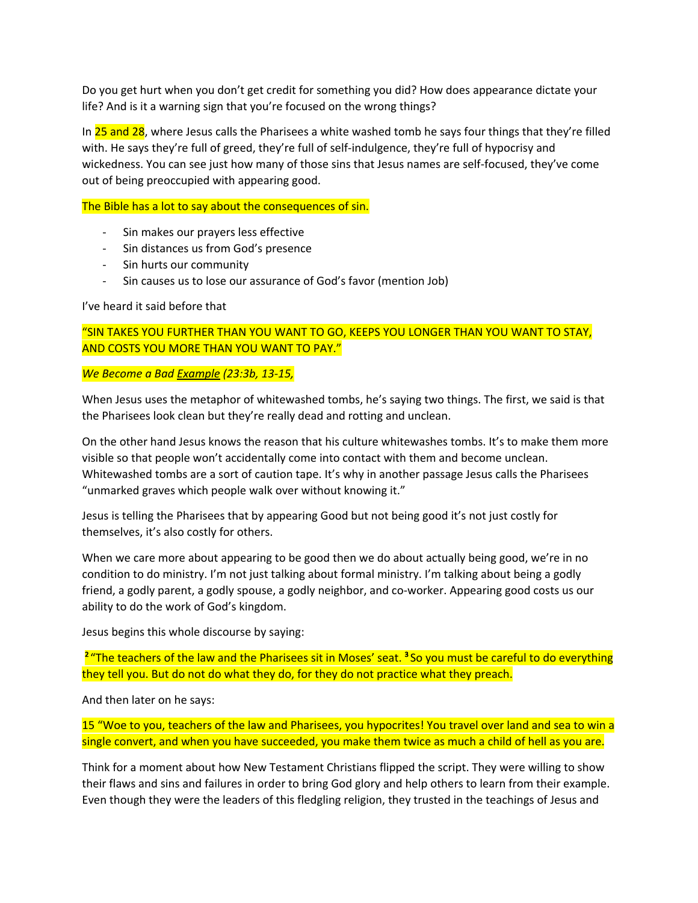Do you get hurt when you don't get credit for something you did? How does appearance dictate your life? And is it a warning sign that you're focused on the wrong things?

In 25 and 28, where Jesus calls the Pharisees a white washed tomb he says four things that they're filled with. He says they're full of greed, they're full of self-indulgence, they're full of hypocrisy and wickedness. You can see just how many of those sins that Jesus names are self-focused, they've come out of being preoccupied with appearing good.

The Bible has a lot to say about the consequences of sin.

- Sin makes our prayers less effective
- Sin distances us from God's presence
- Sin hurts our community
- Sin causes us to lose our assurance of God's favor (mention Job)

I've heard it said before that

"SIN TAKES YOU FURTHER THAN YOU WANT TO GO, KEEPS YOU LONGER THAN YOU WANT TO STAY, AND COSTS YOU MORE THAN YOU WANT TO PAY."

*We Become a Bad <u>Example</u> (23:3b, 13-15,*

When Jesus uses the metaphor of whitewashed tombs, he's saying two things. The first, we said is that the Pharisees look clean but they're really dead and rotting and unclean.

On the other hand Jesus knows the reason that his culture whitewashes tombs. It's to make them more visible so that people won't accidentally come into contact with them and become unclean. Whitewashed tombs are a sort of caution tape. It's why in another passage Jesus calls the Pharisees "unmarked graves which people walk over without knowing it."

Jesus is telling the Pharisees that by appearing Good but not being good it's not just costly for themselves, it's also costly for others.

When we care more about appearing to be good then we do about actually being good, we're in no condition to do ministry. I'm not just talking about formal ministry. I'm talking about being a godly friend, a godly parent, a godly spouse, a godly neighbor, and co-worker. Appearing good costs us our ability to do the work of God's kingdom.

Jesus begins this whole discourse by saying:

[2] "The teachers of the law and the Pharisees sit in Moses' seat. [3] So you must be careful to do everything they tell you. But do not do what they do, for they do not practice what they preach.

And then later on he says:

15 "Woe to you, teachers of the law and Pharisees, you hypocrites! You travel over land and sea to win a single convert, and when you have succeeded, you make them twice as much a child of hell as you are.

Think for a moment about how New Testament Christians flipped the script. They were willing to show their flaws and sins and failures in order to bring God glory and help others to learn from their example. Even though they were the leaders of this fledgling religion, they trusted in the teachings of Jesus and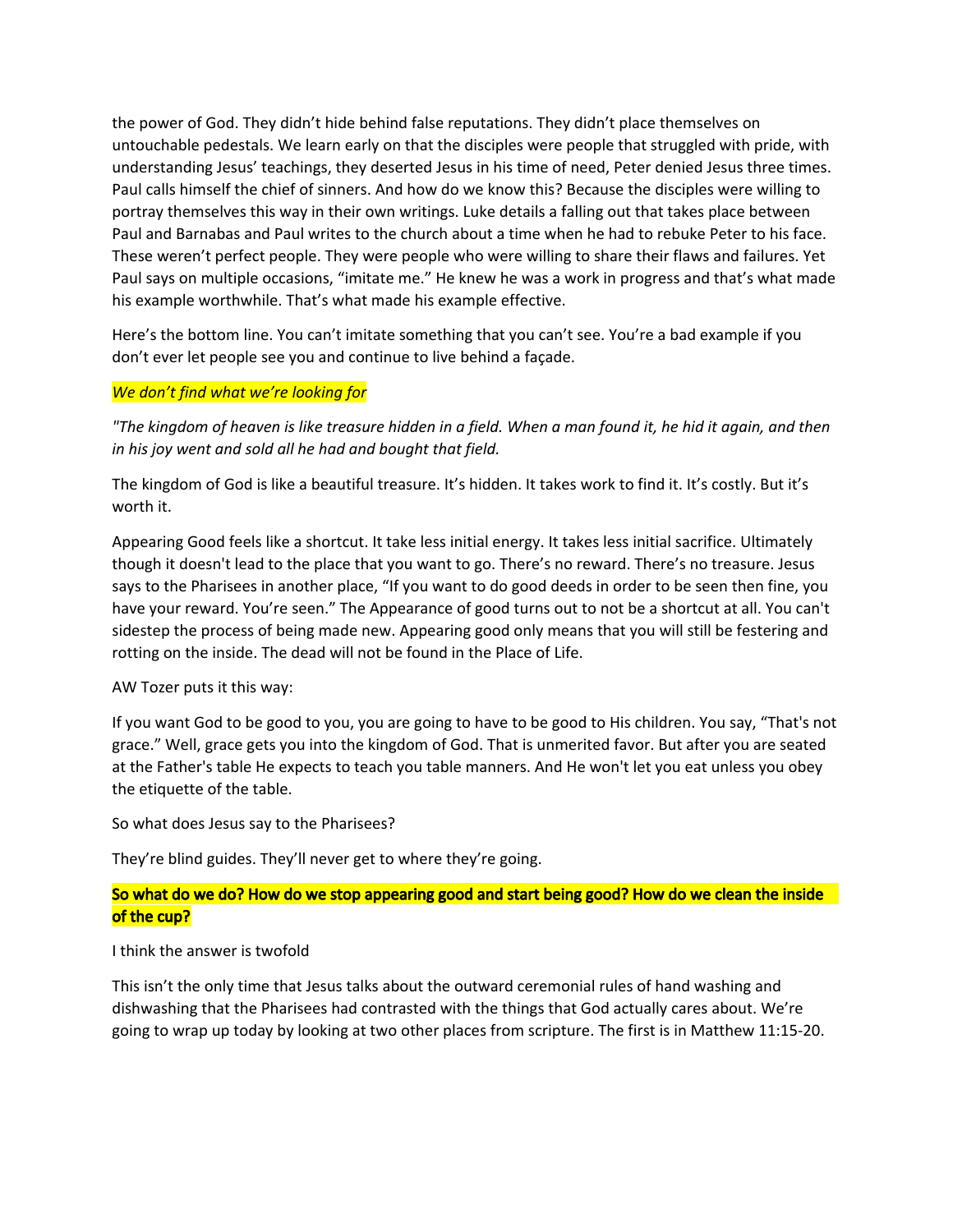the power of God. They didn't hide behind false reputations. They didn't place themselves on untouchable pedestals. We learn early on that the disciples were people that struggled with pride, with understanding Jesus' teachings, they deserted Jesus in his time of need, Peter denied Jesus three times. Paul calls himself the chief of sinners. And how do we know this? Because the disciples were willing to portray themselves this way in their own writings. Luke details a falling out that takes place between Paul and Barnabas and Paul writes to the church about a time when he had to rebuke Peter to his face. These weren't perfect people. They were people who were willing to share their flaws and failures. Yet Paul says on multiple occasions, "imitate me." He knew he was a work in progress and that's what made his example worthwhile. That's what made his example effective.

Here's the bottom line. You can't imitate something that you can't see. You're a bad example if you don't ever let people see you and continue to live behind a façade.

*We don't find what we're looking for*

*"The kingdom of heaven is like treasure hidden in a field. When a man found it, he hid it again, and then in his joy went and sold all he had and bought that field.*

The kingdom of God is like a beautiful treasure. It's hidden. It takes work to find it. It's costly. But it's worth it.

Appearing Good feels like a shortcut. It take less initial energy. It takes less initial sacrifice. Ultimately though it doesn't lead to the place that you want to go. There's no reward. There's no treasure. Jesus says to the Pharisees in another place, "If you want to do good deeds in order to be seen then fine, you have your reward. You're seen." The Appearance of good turns out to not be a shortcut at all. You can't sidestep the process of being made new. Appearing good only means that you will still be festering and rotting on the inside. The dead will not be found in the Place of Life.

AW Tozer puts it this way:

If you want God to be good to you, you are going to have to be good to His children. You say, "That's not grace." Well, grace gets you into the kingdom of God. That is unmerited favor. But after you are seated at the Father's table He expects to teach you table manners. And He won't let you eat unless you obey the etiquette of the table.

So what does Jesus say to the Pharisees?

They're blind guides. They'll never get to where they're going.

**So what do we do? How do we stop appearing good and start being good? How do we clean the inside of the cup?**

I think the answer is twofold

This isn't the only time that Jesus talks about the outward ceremonial rules of hand washing and dishwashing that the Pharisees had contrasted with the things that God actually cares about. We're going to wrap up today by looking at two other places from scripture. The first is in Matthew 11:15-20.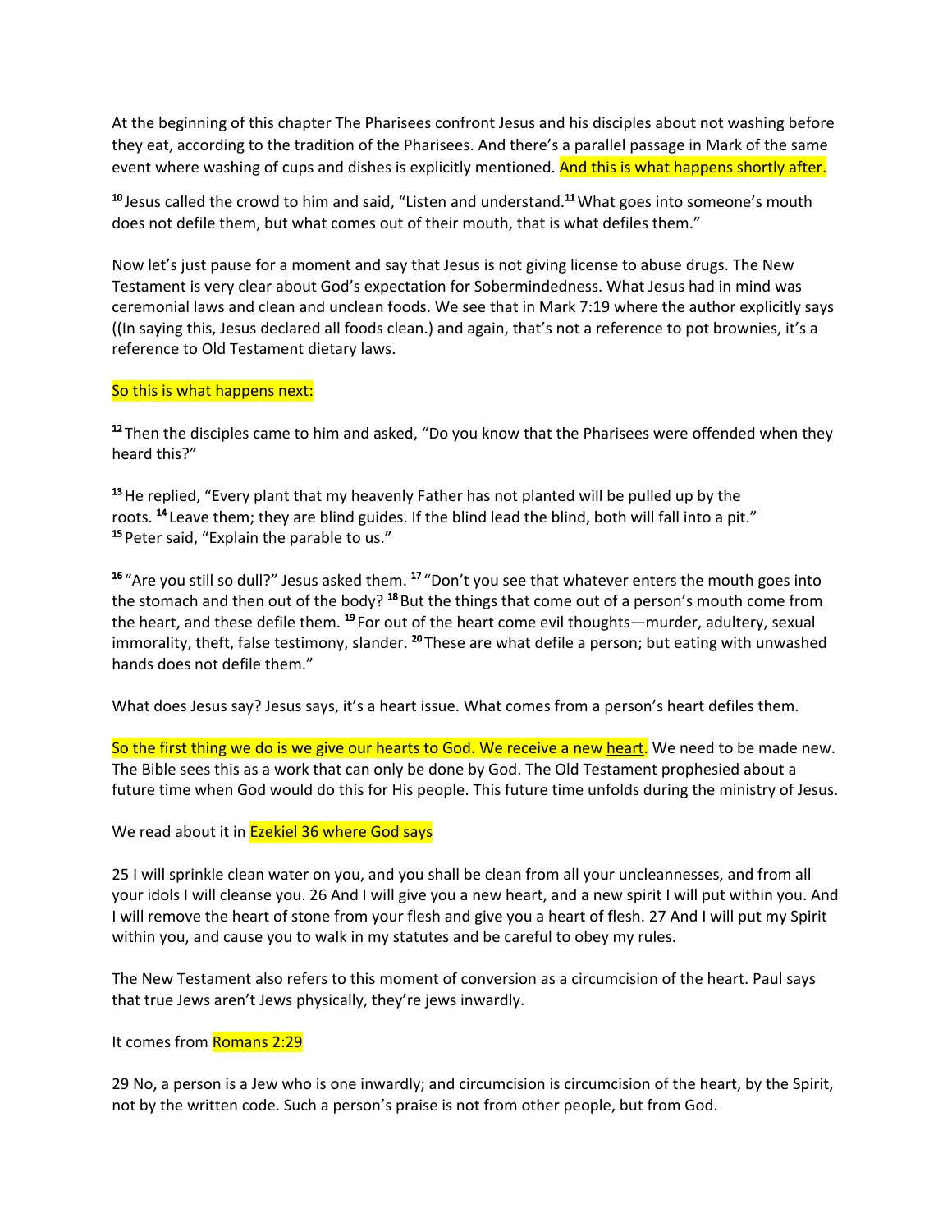At the beginning of this chapter The Pharisees confront Jesus and his disciples about not washing before they eat, according to the tradition of the Pharisees. And there's a parallel passage in Mark of the same event where washing of cups and dishes is explicitly mentioned. And this is what happens shortly after.

[10] Jesus called the crowd to him and said, "Listen and understand.[11] What goes into someone's mouth does not defile them, but what comes out of their mouth, that is what defiles them."

Now let's just pause for a moment and say that Jesus is not giving license to abuse drugs. The New Testament is very clear about God's expectation for Sobermindedness. What Jesus had in mind was ceremonial laws and clean and unclean foods. We see that in Mark 7:19 where the author explicitly says ((In saying this, Jesus declared all foods clean.) and again, that's not a reference to pot brownies, it's a reference to Old Testament dietary laws.

So this is what happens next:

[12] Then the disciples came to him and asked, "Do you know that the Pharisees were offended when they heard this?"

[13] He replied, "Every plant that my heavenly Father has not planted will be pulled up by the roots. [14] Leave them; they are blind guides. If the blind lead the blind, both will fall into a pit."
[15] Peter said, "Explain the parable to us."

[16] "Are you still so dull?" Jesus asked them. [17] "Don't you see that whatever enters the mouth goes into the stomach and then out of the body? [18] But the things that come out of a person's mouth come from the heart, and these defile them. [19] For out of the heart come evil thoughts—murder, adultery, sexual immorality, theft, false testimony, slander. [20] These are what defile a person; but eating with unwashed hands does not defile them."

What does Jesus say? Jesus says, it's a heart issue. What comes from a person's heart defiles them.

So the first thing we do is we give our hearts to God. We receive a new <u>heart</u>. We need to be made new. The Bible sees this as a work that can only be done by God. The Old Testament prophesied about a future time when God would do this for His people. This future time unfolds during the ministry of Jesus.

We read about it in Ezekiel 36 where God says

25 I will sprinkle clean water on you, and you shall be clean from all your uncleannesses, and from all your idols I will cleanse you. 26 And I will give you a new heart, and a new spirit I will put within you. And I will remove the heart of stone from your flesh and give you a heart of flesh. 27 And I will put my Spirit within you, and cause you to walk in my statutes and be careful to obey my rules.

The New Testament also refers to this moment of conversion as a circumcision of the heart. Paul says that true Jews aren't Jews physically, they're jews inwardly.

It comes from Romans 2:29

29 No, a person is a Jew who is one inwardly; and circumcision is circumcision of the heart, by the Spirit, not by the written code. Such a person's praise is not from other people, but from God.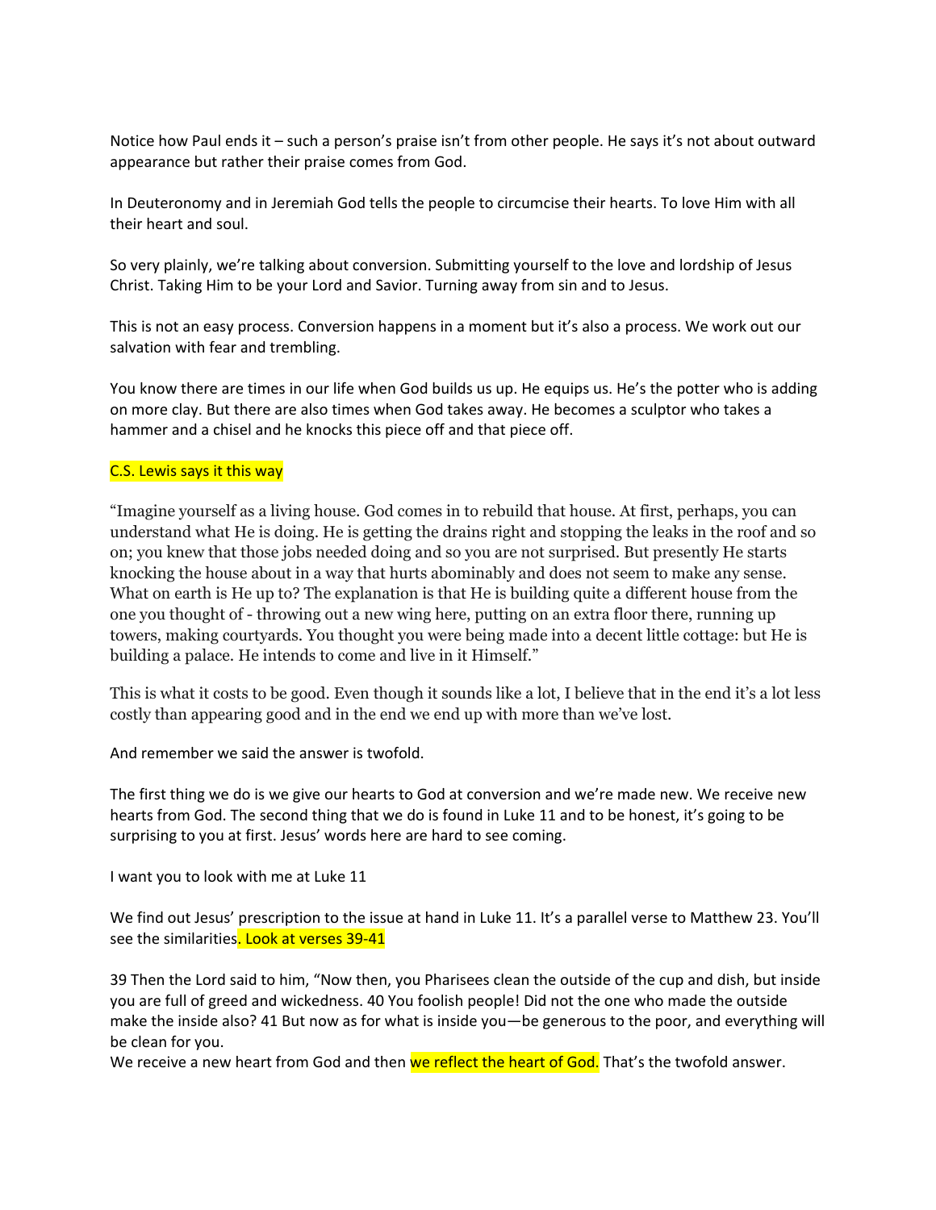Notice how Paul ends it – such a person's praise isn't from other people. He says it's not about outward appearance but rather their praise comes from God.

In Deuteronomy and in Jeremiah God tells the people to circumcise their hearts. To love Him with all their heart and soul.

So very plainly, we're talking about conversion. Submitting yourself to the love and lordship of Jesus Christ. Taking Him to be your Lord and Savior. Turning away from sin and to Jesus.

This is not an easy process. Conversion happens in a moment but it's also a process. We work out our salvation with fear and trembling.

You know there are times in our life when God builds us up. He equips us. He's the potter who is adding on more clay. But there are also times when God takes away. He becomes a sculptor who takes a hammer and a chisel and he knocks this piece off and that piece off.

C.S. Lewis says it this way

"Imagine yourself as a living house. God comes in to rebuild that house. At first, perhaps, you can understand what He is doing. He is getting the drains right and stopping the leaks in the roof and so on; you knew that those jobs needed doing and so you are not surprised. But presently He starts knocking the house about in a way that hurts abominably and does not seem to make any sense. What on earth is He up to? The explanation is that He is building quite a different house from the one you thought of - throwing out a new wing here, putting on an extra floor there, running up towers, making courtyards. You thought you were being made into a decent little cottage: but He is building a palace. He intends to come and live in it Himself."

This is what it costs to be good. Even though it sounds like a lot, I believe that in the end it's a lot less costly than appearing good and in the end we end up with more than we've lost.

And remember we said the answer is twofold.

The first thing we do is we give our hearts to God at conversion and we're made new. We receive new hearts from God. The second thing that we do is found in Luke 11 and to be honest, it's going to be surprising to you at first. Jesus' words here are hard to see coming.

I want you to look with me at Luke 11

We find out Jesus' prescription to the issue at hand in Luke 11. It's a parallel verse to Matthew 23. You'll see the similarities. Look at verses 39-41

39 Then the Lord said to him, "Now then, you Pharisees clean the outside of the cup and dish, but inside you are full of greed and wickedness. 40 You foolish people! Did not the one who made the outside make the inside also? 41 But now as for what is inside you—be generous to the poor, and everything will be clean for you.
We receive a new heart from God and then we reflect the heart of God. That's the twofold answer.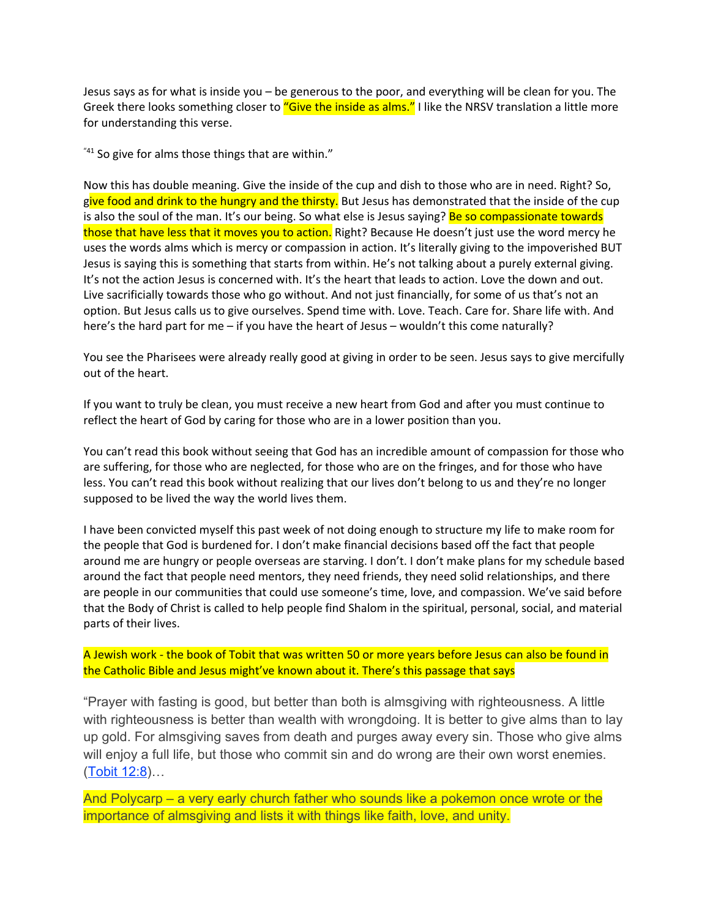Jesus says as for what is inside you – be generous to the poor, and everything will be clean for you. The Greek there looks something closer to "Give the inside as alms." I like the NRSV translation a little more for understanding this verse.

"[41] So give for alms those things that are within."

Now this has double meaning. Give the inside of the cup and dish to those who are in need. Right? So, give food and drink to the hungry and the thirsty. But Jesus has demonstrated that the inside of the cup is also the soul of the man. It's our being. So what else is Jesus saying? Be so compassionate towards those that have less that it moves you to action. Right? Because He doesn't just use the word mercy he uses the words alms which is mercy or compassion in action. It's literally giving to the impoverished BUT Jesus is saying this is something that starts from within. He's not talking about a purely external giving. It's not the action Jesus is concerned with. It's the heart that leads to action. Love the down and out. Live sacrificially towards those who go without. And not just financially, for some of us that's not an option. But Jesus calls us to give ourselves. Spend time with. Love. Teach. Care for. Share life with. And here's the hard part for me – if you have the heart of Jesus – wouldn't this come naturally?

You see the Pharisees were already really good at giving in order to be seen. Jesus says to give mercifully out of the heart.

If you want to truly be clean, you must receive a new heart from God and after you must continue to reflect the heart of God by caring for those who are in a lower position than you.

You can't read this book without seeing that God has an incredible amount of compassion for those who are suffering, for those who are neglected, for those who are on the fringes, and for those who have less. You can't read this book without realizing that our lives don't belong to us and they're no longer supposed to be lived the way the world lives them.

I have been convicted myself this past week of not doing enough to structure my life to make room for the people that God is burdened for. I don't make financial decisions based off the fact that people around me are hungry or people overseas are starving. I don't. I don't make plans for my schedule based around the fact that people need mentors, they need friends, they need solid relationships, and there are people in our communities that could use someone's time, love, and compassion. We've said before that the Body of Christ is called to help people find Shalom in the spiritual, personal, social, and material parts of their lives.

A Jewish work - the book of Tobit that was written 50 or more years before Jesus can also be found in the Catholic Bible and Jesus might've known about it. There's this passage that says

"Prayer with fasting is good, but better than both is almsgiving with righteousness. A little with righteousness is better than wealth with wrongdoing. It is better to give alms than to lay up gold. For almsgiving saves from death and purges away every sin. Those who give alms will enjoy a full life, but those who commit sin and do wrong are their own worst enemies. (Tobit 12:8)…

And Polycarp – a very early church father who sounds like a pokemon once wrote or the importance of almsgiving and lists it with things like faith, love, and unity.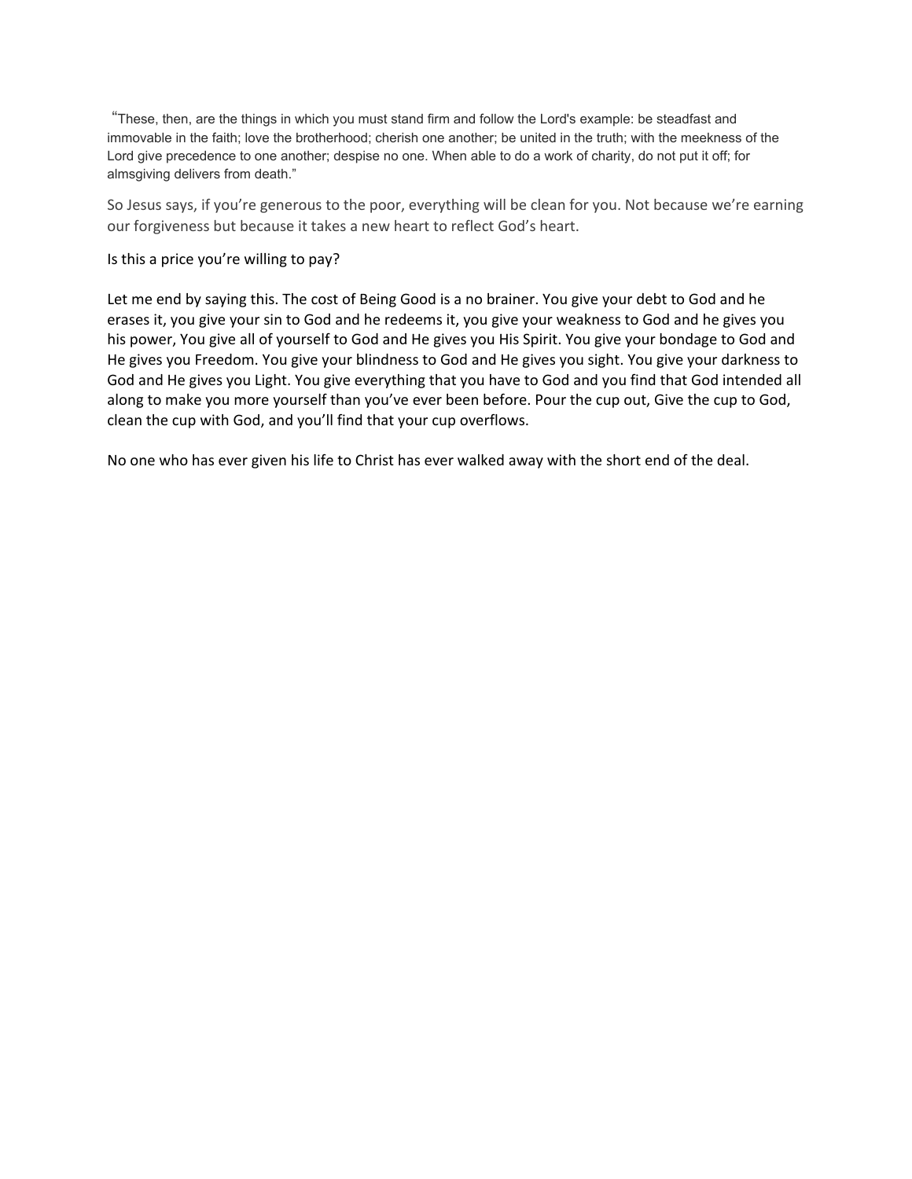"These, then, are the things in which you must stand firm and follow the Lord's example: be steadfast and immovable in the faith; love the brotherhood; cherish one another; be united in the truth; with the meekness of the Lord give precedence to one another; despise no one. When able to do a work of charity, do not put it off; for almsgiving delivers from death."

So Jesus says, if you're generous to the poor, everything will be clean for you. Not because we're earning our forgiveness but because it takes a new heart to reflect God's heart.

Is this a price you're willing to pay?

Let me end by saying this. The cost of Being Good is a no brainer. You give your debt to God and he erases it, you give your sin to God and he redeems it, you give your weakness to God and he gives you his power, You give all of yourself to God and He gives you His Spirit. You give your bondage to God and He gives you Freedom. You give your blindness to God and He gives you sight. You give your darkness to God and He gives you Light. You give everything that you have to God and you find that God intended all along to make you more yourself than you've ever been before. Pour the cup out, Give the cup to God, clean the cup with God, and you'll find that your cup overflows.

No one who has ever given his life to Christ has ever walked away with the short end of the deal.